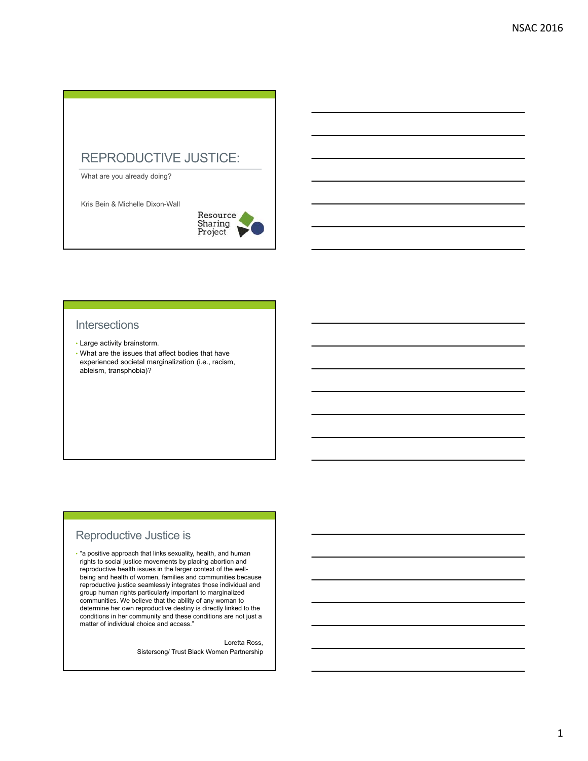# REPRODUCTIVE JUSTICE:

What are you already doing?

Kris Bein & Michelle Dixon-Wall

Resource Sharing Project

## Intersections

- Large activity brainstorm.
- What are the issues that affect bodies that have experienced societal marginalization (i.e., racism, ableism, transphobia)?

## Reproductive Justice is

- "a positive approach that links sexuality, health, and human rights to social justice movements by placing abortion and reproductive health issues in the larger context of the well-being and health of women, families and communities because reproductive justice seamlessly integrates those individual and group human rights particularly important to marginalized communities. We believe that the ability of any woman to determine her own reproductive destiny is directly linked to the conditions in her community and these conditions are not just a matter of individual choice and access."

Loretta Ross,
Sistersong/ Trust Black Women Partnership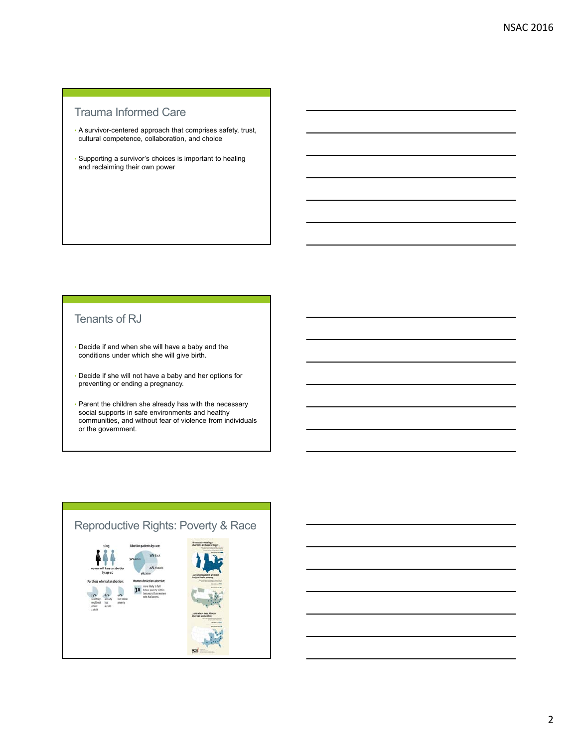## Trauma Informed Care

- A survivor-centered approach that comprises safety, trust, cultural competence, collaboration, and choice
- Supporting a survivor's choices is important to healing and reclaiming their own power

## Tenants of RJ

- Decide if and when she will have a baby and the conditions under which she will give birth.
- Decide if she will not have a baby and her options for preventing or ending a pregnancy.
- Parent the children she already has with the necessary social supports in safe environments and healthy communities, and without fear of violence from individuals or the government.

## Reproductive Rights: Poverty & Race

1 in 3 women will have an abortion by age 45

Abortion patients by race: 36% White, 30% Black, 25% Hispanic, 9% Other

For those who had an abortion: 73% said they could not afford a child; 62% already had a child; 42% live below poverty

Women denied an abortion: 3X more likely to fall below poverty within two years than women who had access.

The states where legal abortions are hardest to get...

...are where women are most likely to live in poverty...

...and where most African American women live.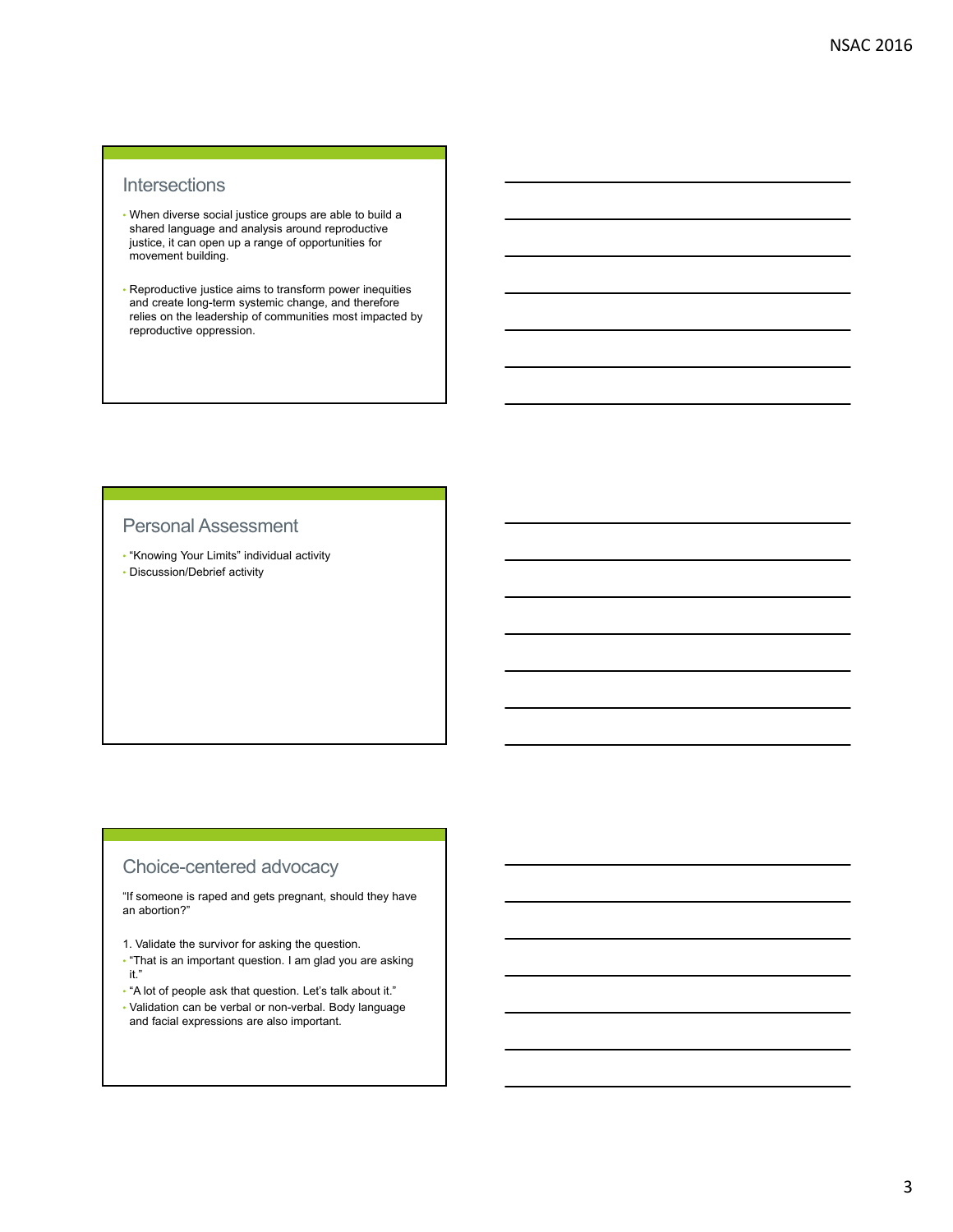## Intersections

- When diverse social justice groups are able to build a shared language and analysis around reproductive justice, it can open up a range of opportunities for movement building.
- Reproductive justice aims to transform power inequities and create long-term systemic change, and therefore relies on the leadership of communities most impacted by reproductive oppression.

## Personal Assessment

- "Knowing Your Limits" individual activity
- Discussion/Debrief activity

## Choice-centered advocacy

"If someone is raped and gets pregnant, should they have an abortion?"

1. Validate the survivor for asking the question.

- "That is an important question. I am glad you are asking it."
- "A lot of people ask that question. Let's talk about it."
- Validation can be verbal or non-verbal. Body language and facial expressions are also important.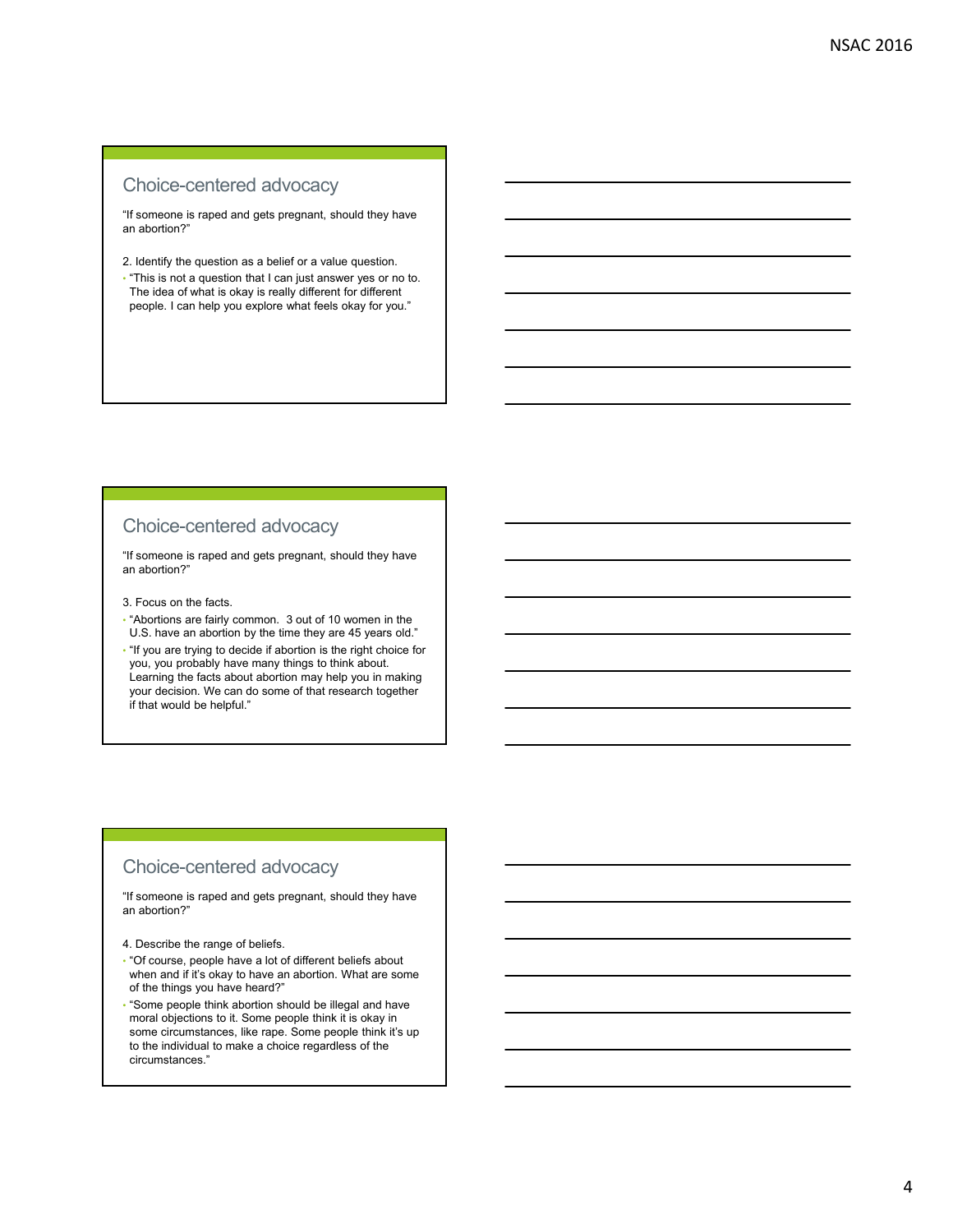## Choice-centered advocacy

"If someone is raped and gets pregnant, should they have an abortion?"

2. Identify the question as a belief or a value question.

- "This is not a question that I can just answer yes or no to. The idea of what is okay is really different for different people. I can help you explore what feels okay for you."

## Choice-centered advocacy

"If someone is raped and gets pregnant, should they have an abortion?"

3. Focus on the facts.

- "Abortions are fairly common. 3 out of 10 women in the U.S. have an abortion by the time they are 45 years old."
- "If you are trying to decide if abortion is the right choice for you, you probably have many things to think about. Learning the facts about abortion may help you in making your decision. We can do some of that research together if that would be helpful."

## Choice-centered advocacy

"If someone is raped and gets pregnant, should they have an abortion?"

4. Describe the range of beliefs.

- "Of course, people have a lot of different beliefs about when and if it's okay to have an abortion. What are some of the things you have heard?"
- "Some people think abortion should be illegal and have moral objections to it. Some people think it is okay in some circumstances, like rape. Some people think it's up to the individual to make a choice regardless of the circumstances."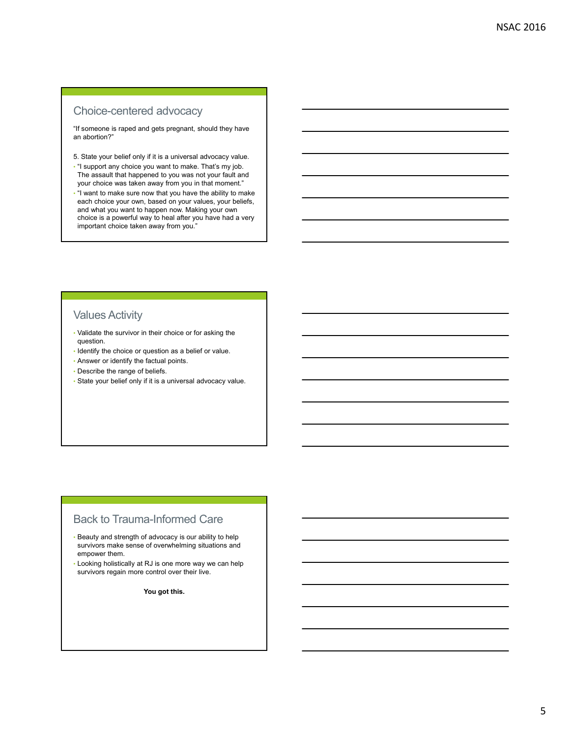## Choice-centered advocacy

"If someone is raped and gets pregnant, should they have an abortion?"

5. State your belief only if it is a universal advocacy value.

- "I support any choice you want to make. That's my job. The assault that happened to you was not your fault and your choice was taken away from you in that moment."
- "I want to make sure now that you have the ability to make each choice your own, based on your values, your beliefs, and what you want to happen now. Making your own choice is a powerful way to heal after you have had a very important choice taken away from you."

## Values Activity

- Validate the survivor in their choice or for asking the question.
- Identify the choice or question as a belief or value.
- Answer or identify the factual points.
- Describe the range of beliefs.
- State your belief only if it is a universal advocacy value.

## Back to Trauma-Informed Care

- Beauty and strength of advocacy is our ability to help survivors make sense of overwhelming situations and empower them.
- Looking holistically at RJ is one more way we can help survivors regain more control over their live.

**You got this.**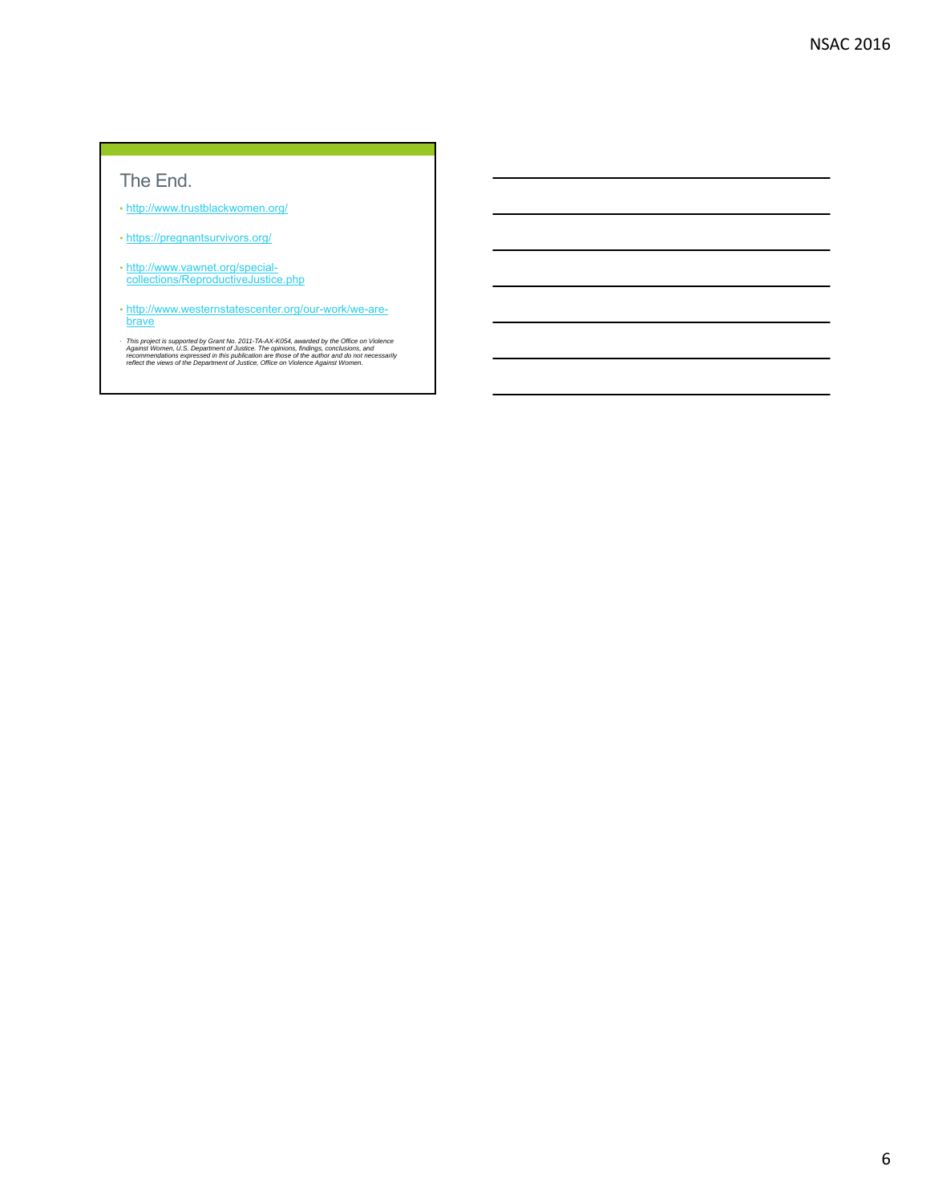## The End.

- http://www.trustblackwomen.org/
- https://pregnantsurvivors.org/
- http://www.vawnet.org/special-collections/ReproductiveJustice.php
- http://www.westernstatescenter.org/our-work/we-are-brave
- *This project is supported by Grant No. 2011-TA-AX-K054, awarded by the Office on Violence Against Women, U.S. Department of Justice. The opinions, findings, conclusions, and recommendations expressed in this publication are those of the author and do not necessarily reflect the views of the Department of Justice, Office on Violence Against Women.*